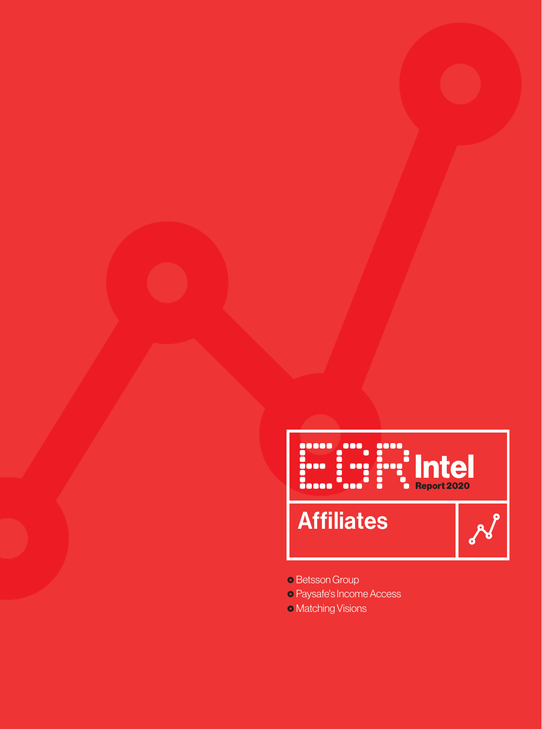# EGR Intel

Report 2020

## Affiliates

- Betsson Group
- Paysafe's Income Access
- Matching Visions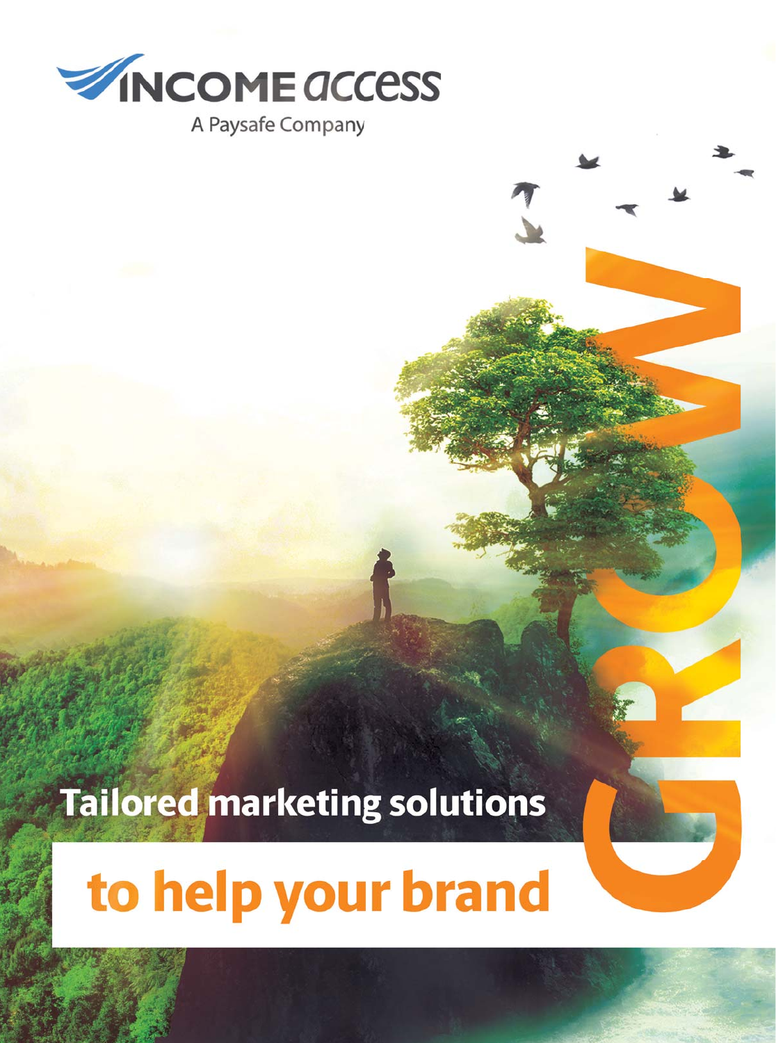INCOME access

A Paysafe Company

# Tailored marketing solutions

# to help your brand

# GROW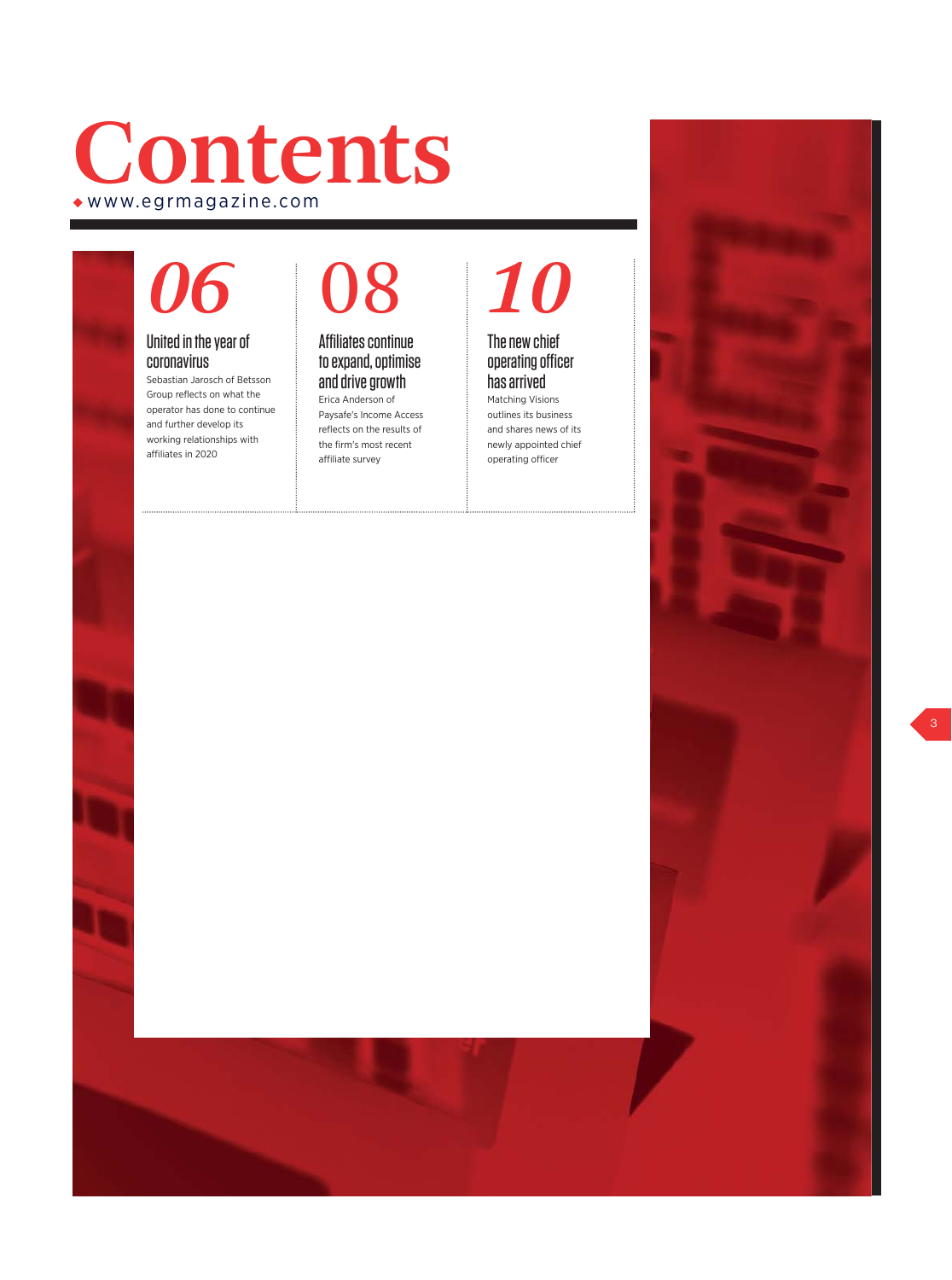# Contents

www.egrmagazine.com

## 06

### United in the year of coronavirus

Sebastian Jarosch of Betsson Group reflects on what the operator has done to continue and further develop its working relationships with affiliates in 2020

## 08

### Affiliates continue to expand, optimise and drive growth

Erica Anderson of Paysafe's Income Access reflects on the results of the firm's most recent affiliate survey

## 10

### The new chief operating officer has arrived

Matching Visions outlines its business and shares news of its newly appointed chief operating officer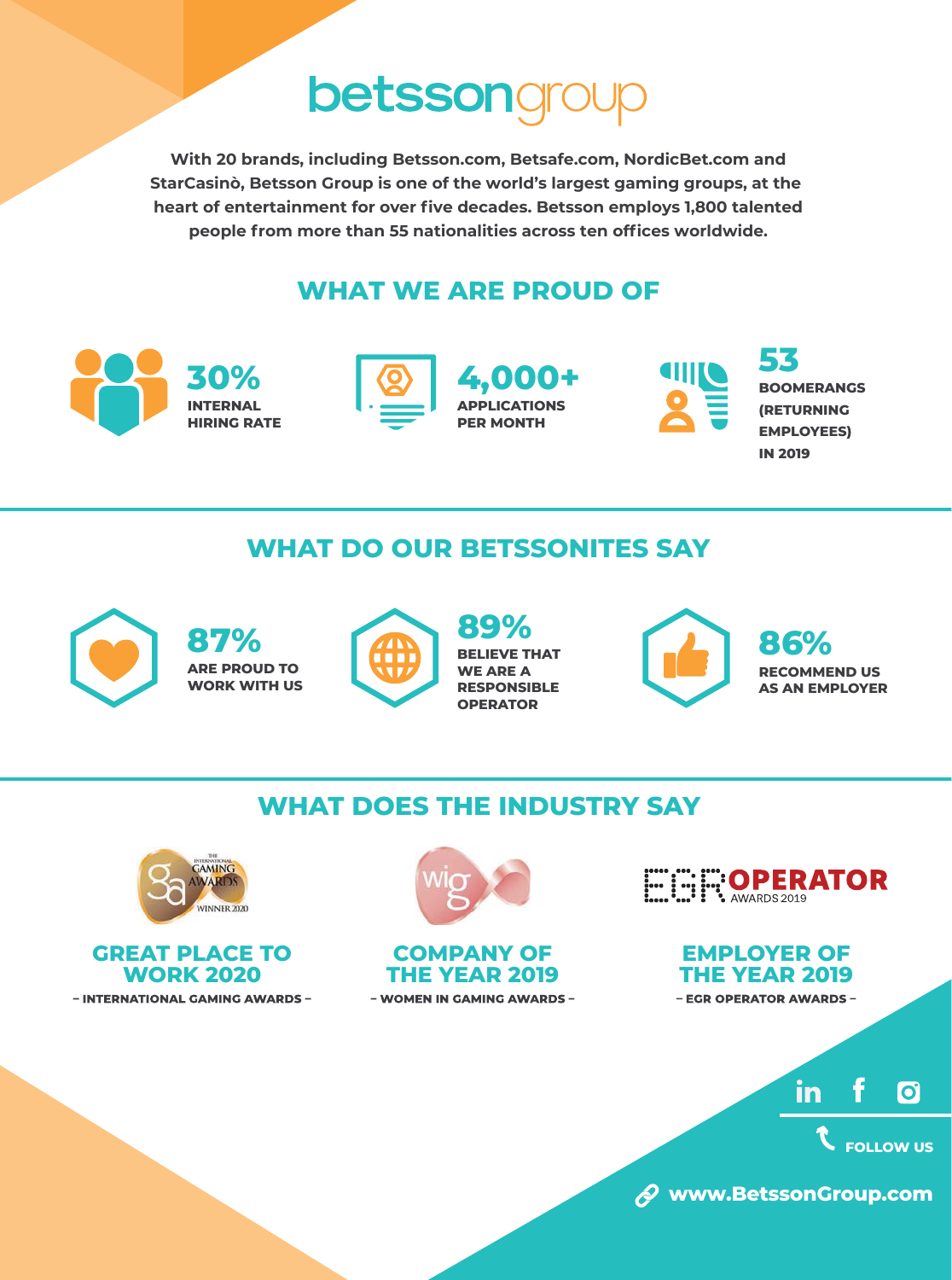# betssongroup

**With 20 brands, including Betsson.com, Betsafe.com, NordicBet.com and StarCasinò, Betsson Group is one of the world's largest gaming groups, at the heart of entertainment for over five decades. Betsson employs 1,800 talented people from more than 55 nationalities across ten offices worldwide.**

## WHAT WE ARE PROUD OF

**30%**
INTERNAL HIRING RATE

**4,000+**
APPLICATIONS PER MONTH

**53**
BOOMERANGS (RETURNING EMPLOYEES) IN 2019

## WHAT DO OUR BETSSONITES SAY

**87%**
ARE PROUD TO WORK WITH US

**89%**
BELIEVE THAT WE ARE A RESPONSIBLE OPERATOR

**86%**
RECOMMEND US AS AN EMPLOYER

## WHAT DOES THE INDUSTRY SAY

**GREAT PLACE TO WORK 2020**
– INTERNATIONAL GAMING AWARDS –

**COMPANY OF THE YEAR 2019**
– WOMEN IN GAMING AWARDS –

**EMPLOYER OF THE YEAR 2019**
– EGR OPERATOR AWARDS –

FOLLOW US

www.BetssonGroup.com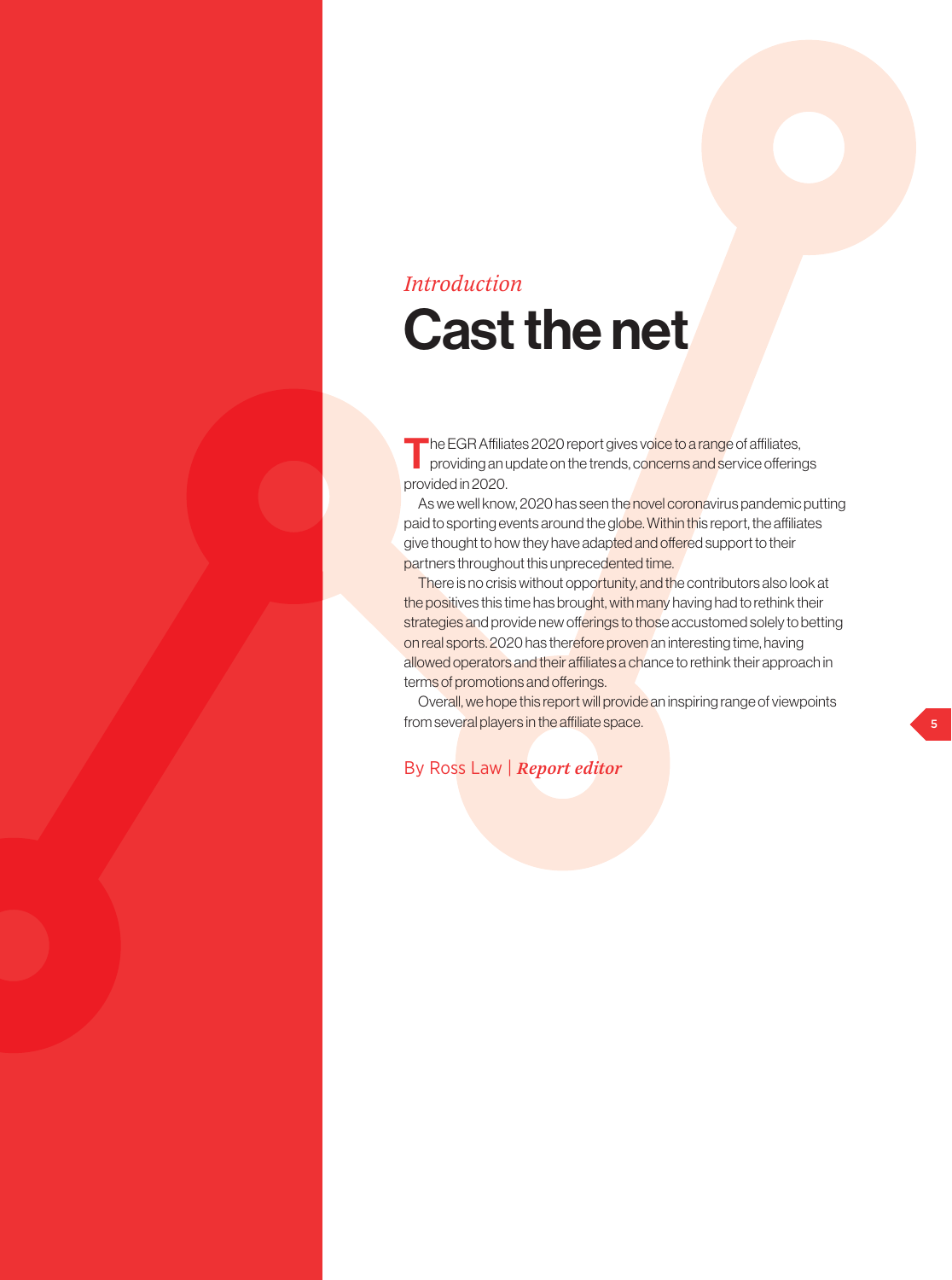*Introduction*

# Cast the net

The EGR Affiliates 2020 report gives voice to a range of affiliates, providing an update on the trends, concerns and service offerings provided in 2020.

As we well know, 2020 has seen the novel coronavirus pandemic putting paid to sporting events around the globe. Within this report, the affiliates give thought to how they have adapted and offered support to their partners throughout this unprecedented time.

There is no crisis without opportunity, and the contributors also look at the positives this time has brought, with many having had to rethink their strategies and provide new offerings to those accustomed solely to betting on real sports. 2020 has therefore proven an interesting time, having allowed operators and their affiliates a chance to rethink their approach in terms of promotions and offerings.

Overall, we hope this report will provide an inspiring range of viewpoints from several players in the affiliate space.

By Ross Law | ***Report editor***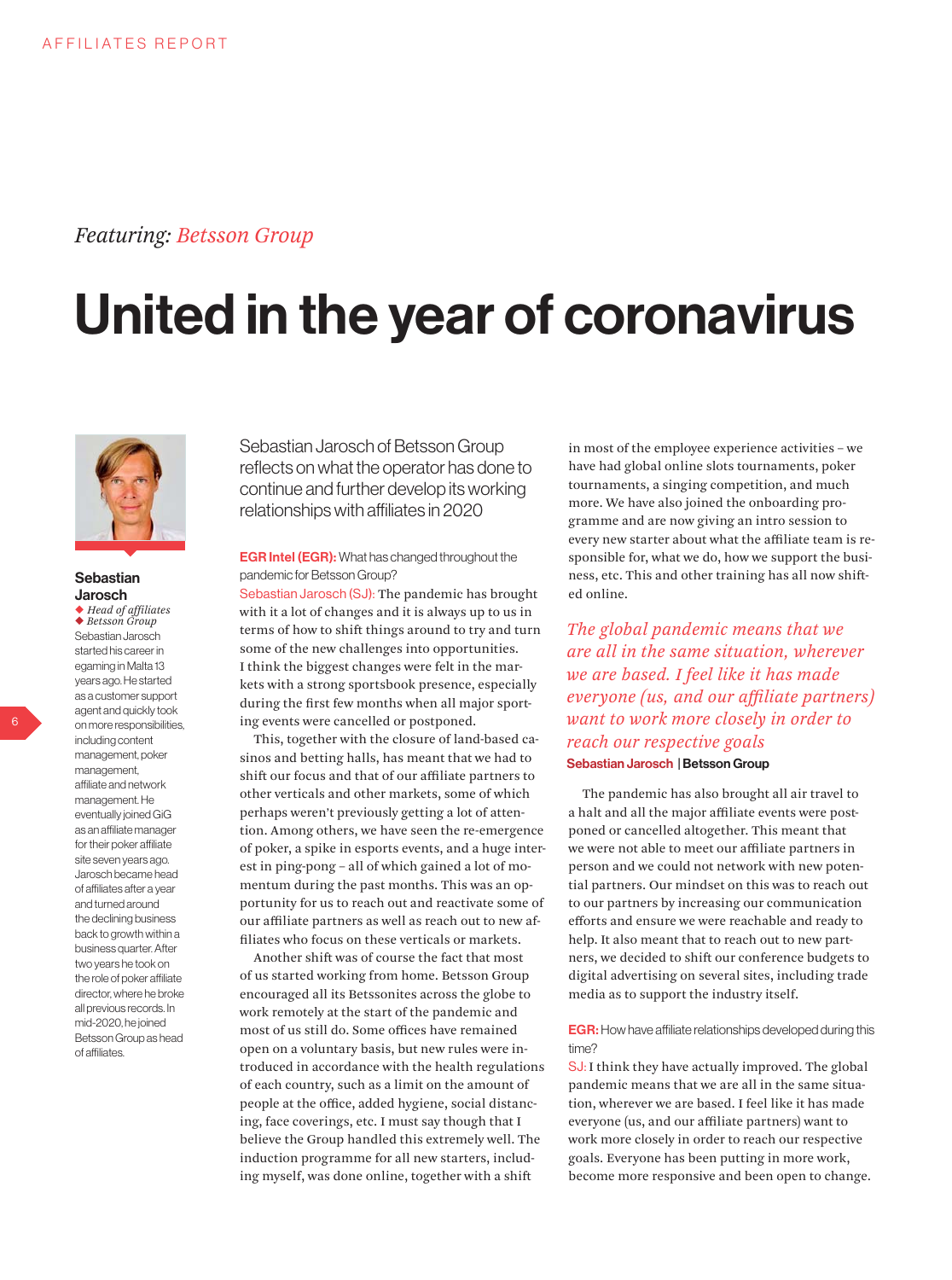*Featuring: Betsson Group*

# United in the year of coronavirus

**Sebastian Jarosch**

◆ *Head of affiliates*
◆ *Betsson Group*

Sebastian Jarosch started his career in egaming in Malta 13 years ago. He started as a customer support agent and quickly took on more responsibilities, including content management, poker management, affiliate and network management. He eventually joined GiG as an affiliate manager for their poker affiliate site seven years ago. Jarosch became head of affiliates after a year and turned around the declining business back to growth within a business quarter. After two years he took on the role of poker affiliate director, where he broke all previous records. In mid-2020, he joined Betsson Group as head of affiliates.

Sebastian Jarosch of Betsson Group reflects on what the operator has done to continue and further develop its working relationships with affiliates in 2020

**EGR Intel (EGR):** What has changed throughout the pandemic for Betsson Group?

**Sebastian Jarosch (SJ):** The pandemic has brought with it a lot of changes and it is always up to us in terms of how to shift things around to try and turn some of the new challenges into opportunities. I think the biggest changes were felt in the markets with a strong sportsbook presence, especially during the first few months when all major sporting events were cancelled or postponed.

This, together with the closure of land-based casinos and betting halls, has meant that we had to shift our focus and that of our affiliate partners to other verticals and other markets, some of which perhaps weren't previously getting a lot of attention. Among others, we have seen the re-emergence of poker, a spike in esports events, and a huge interest in ping-pong – all of which gained a lot of momentum during the past months. This was an opportunity for us to reach out and reactivate some of our affiliate partners as well as reach out to new affiliates who focus on these verticals or markets.

Another shift was of course the fact that most of us started working from home. Betsson Group encouraged all its Betssonites across the globe to work remotely at the start of the pandemic and most of us still do. Some offices have remained open on a voluntary basis, but new rules were introduced in accordance with the health regulations of each country, such as a limit on the amount of people at the office, added hygiene, social distancing, face coverings, etc. I must say though that I believe the Group handled this extremely well. The induction programme for all new starters, including myself, was done online, together with a shift in most of the employee experience activities – we have had global online slots tournaments, poker tournaments, a singing competition, and much more. We have also joined the onboarding programme and are now giving an intro session to every new starter about what the affiliate team is responsible for, what we do, how we support the business, etc. This and other training has all now shifted online.

> *The global pandemic means that we are all in the same situation, wherever we are based. I feel like it has made everyone (us, and our affiliate partners) want to work more closely in order to reach our respective goals*
>
> **Sebastian Jarosch | Betsson Group**

The pandemic has also brought all air travel to a halt and all the major affiliate events were postponed or cancelled altogether. This meant that we were not able to meet our affiliate partners in person and we could not network with new potential partners. Our mindset on this was to reach out to our partners by increasing our communication efforts and ensure we were reachable and ready to help. It also meant that to reach out to new partners, we decided to shift our conference budgets to digital advertising on several sites, including trade media as to support the industry itself.

**EGR:** How have affiliate relationships developed during this time?

**SJ:** I think they have actually improved. The global pandemic means that we are all in the same situation, wherever we are based. I feel like it has made everyone (us, and our affiliate partners) want to work more closely in order to reach our respective goals. Everyone has been putting in more work, become more responsive and been open to change.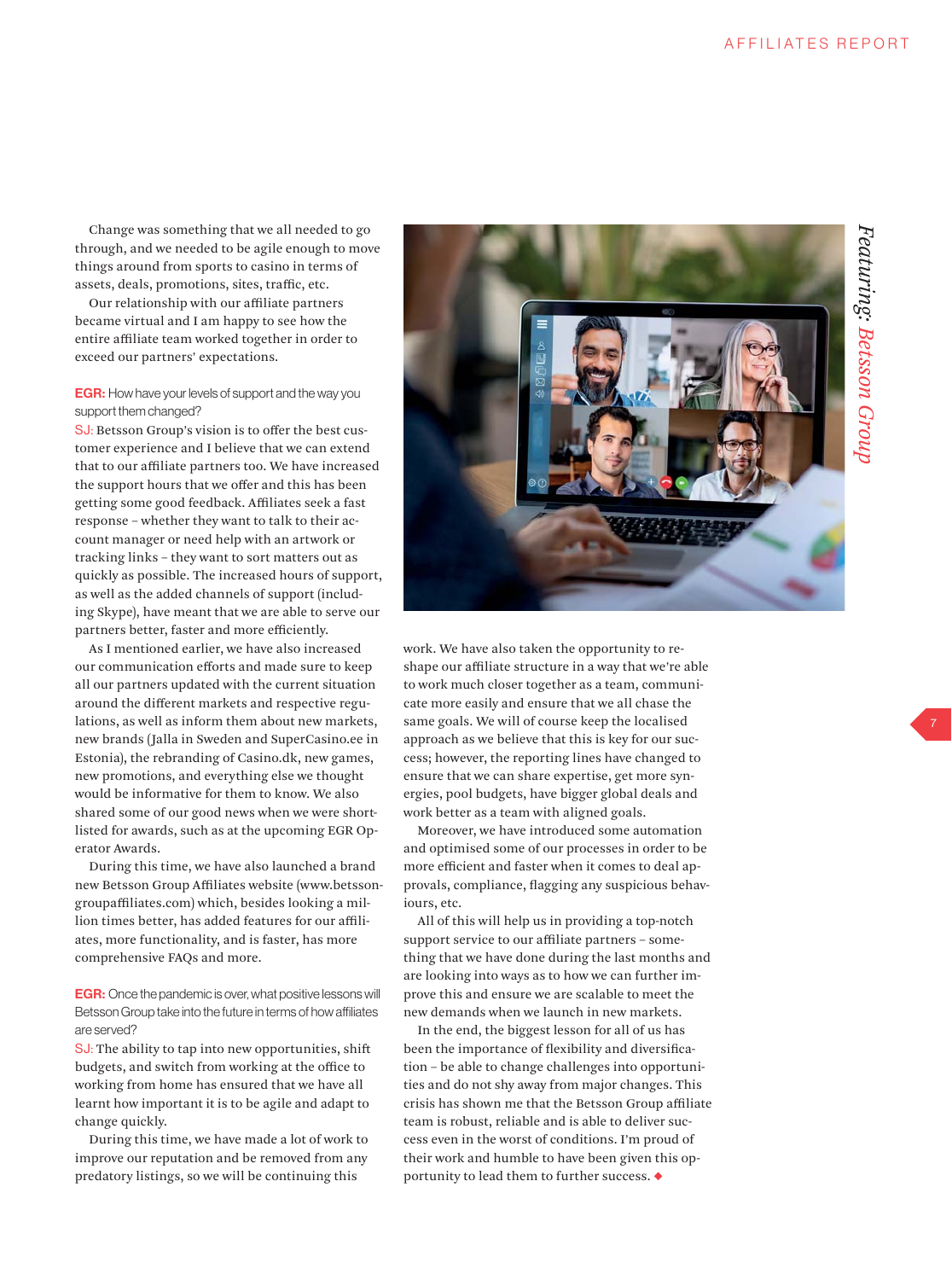Change was something that we all needed to go through, and we needed to be agile enough to move things around from sports to casino in terms of assets, deals, promotions, sites, traffic, etc.

Our relationship with our affiliate partners became virtual and I am happy to see how the entire affiliate team worked together in order to exceed our partners' expectations.

**EGR:** How have your levels of support and the way you support them changed?

SJ: Betsson Group's vision is to offer the best customer experience and I believe that we can extend that to our affiliate partners too. We have increased the support hours that we offer and this has been getting some good feedback. Affiliates seek a fast response – whether they want to talk to their account manager or need help with an artwork or tracking links – they want to sort matters out as quickly as possible. The increased hours of support, as well as the added channels of support (including Skype), have meant that we are able to serve our partners better, faster and more efficiently.

As I mentioned earlier, we have also increased our communication efforts and made sure to keep all our partners updated with the current situation around the different markets and respective regulations, as well as inform them about new markets, new brands (Jalla in Sweden and SuperCasino.ee in Estonia), the rebranding of Casino.dk, new games, new promotions, and everything else we thought would be informative for them to know. We also shared some of our good news when we were shortlisted for awards, such as at the upcoming EGR Operator Awards.

During this time, we have also launched a brand new Betsson Group Affiliates website (www.betssongroupaffiliates.com) which, besides looking a million times better, has added features for our affiliates, more functionality, and is faster, has more comprehensive FAQs and more.

**EGR:** Once the pandemic is over, what positive lessons will Betsson Group take into the future in terms of how affiliates are served?

SJ: The ability to tap into new opportunities, shift budgets, and switch from working at the office to working from home has ensured that we have all learnt how important it is to be agile and adapt to change quickly.

During this time, we have made a lot of work to improve our reputation and be removed from any predatory listings, so we will be continuing this work. We have also taken the opportunity to reshape our affiliate structure in a way that we're able to work much closer together as a team, communicate more easily and ensure that we all chase the same goals. We will of course keep the localised approach as we believe that this is key for our success; however, the reporting lines have changed to ensure that we can share expertise, get more synergies, pool budgets, have bigger global deals and work better as a team with aligned goals.

Moreover, we have introduced some automation and optimised some of our processes in order to be more efficient and faster when it comes to deal approvals, compliance, flagging any suspicious behaviours, etc.

All of this will help us in providing a top-notch support service to our affiliate partners – something that we have done during the last months and are looking into ways as to how we can further improve this and ensure we are scalable to meet the new demands when we launch in new markets.

In the end, the biggest lesson for all of us has been the importance of flexibility and diversification – be able to change challenges into opportunities and do not shy away from major changes. This crisis has shown me that the Betsson Group affiliate team is robust, reliable and is able to deliver success even in the worst of conditions. I'm proud of their work and humble to have been given this opportunity to lead them to further success. ◆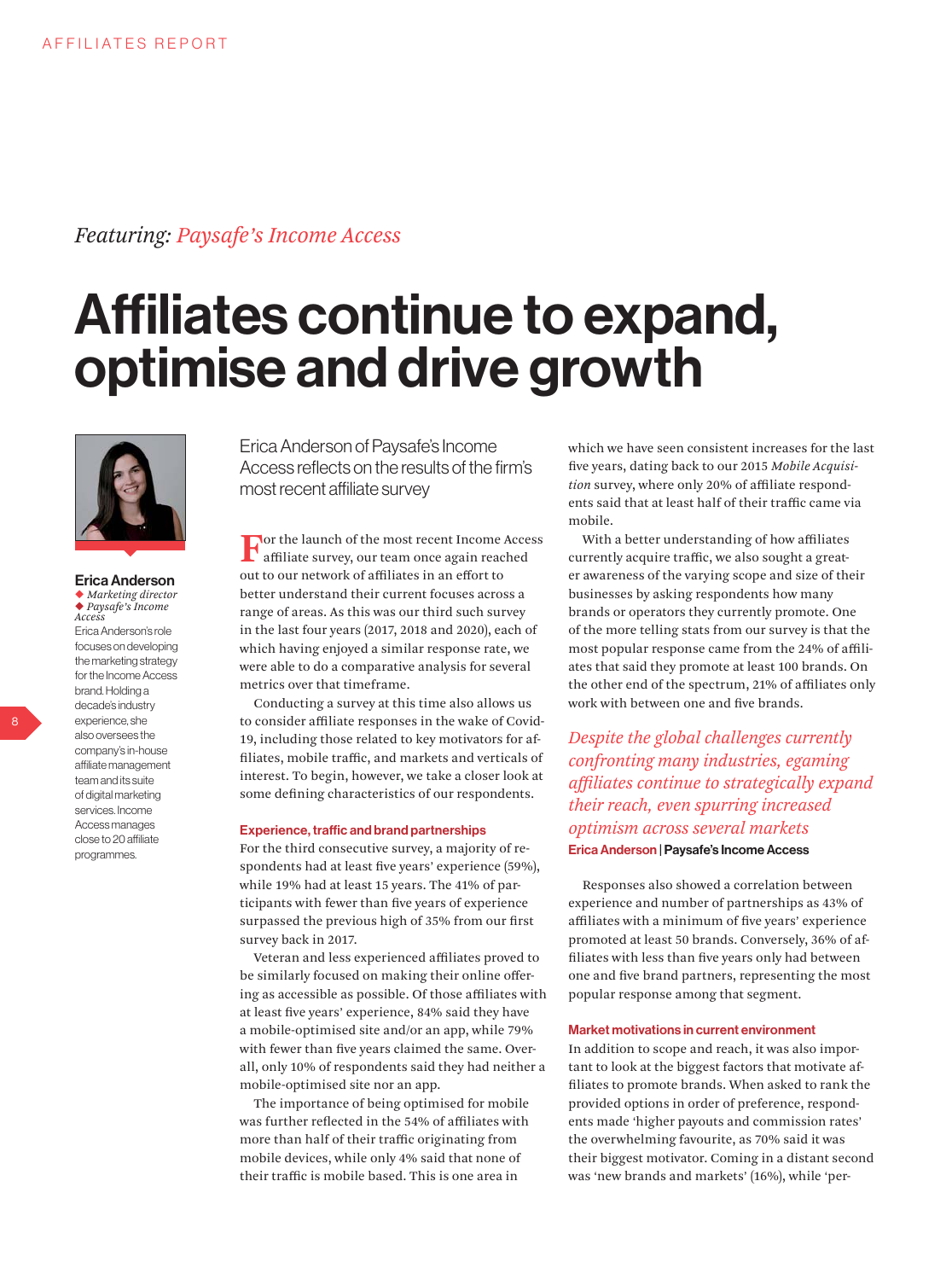*Featuring: Paysafe's Income Access*

# Affiliates continue to expand, optimise and drive growth

**Erica Anderson**
◆ *Marketing director*
◆ *Paysafe's Income Access*

Erica Anderson's role focuses on developing the marketing strategy for the Income Access brand. Holding a decade's industry experience, she also oversees the company's in-house affiliate management team and its suite of digital marketing services. Income Access manages close to 20 affiliate programmes.

Erica Anderson of Paysafe's Income Access reflects on the results of the firm's most recent affiliate survey

For the launch of the most recent Income Access affiliate survey, our team once again reached out to our network of affiliates in an effort to better understand their current focuses across a range of areas. As this was our third such survey in the last four years (2017, 2018 and 2020), each of which having enjoyed a similar response rate, we were able to do a comparative analysis for several metrics over that timeframe.

Conducting a survey at this time also allows us to consider affiliate responses in the wake of Covid-19, including those related to key motivators for affiliates, mobile traffic, and markets and verticals of interest. To begin, however, we take a closer look at some defining characteristics of our respondents.

### Experience, traffic and brand partnerships

For the third consecutive survey, a majority of respondents had at least five years' experience (59%), while 19% had at least 15 years. The 41% of participants with fewer than five years of experience surpassed the previous high of 35% from our first survey back in 2017.

Veteran and less experienced affiliates proved to be similarly focused on making their online offering as accessible as possible. Of those affiliates with at least five years' experience, 84% said they have a mobile-optimised site and/or an app, while 79% with fewer than five years claimed the same. Overall, only 10% of respondents said they had neither a mobile-optimised site nor an app.

The importance of being optimised for mobile was further reflected in the 54% of affiliates with more than half of their traffic originating from mobile devices, while only 4% said that none of their traffic is mobile based. This is one area in which we have seen consistent increases for the last five years, dating back to our 2015 *Mobile Acquisition* survey, where only 20% of affiliate respondents said that at least half of their traffic came via mobile.

With a better understanding of how affiliates currently acquire traffic, we also sought a greater awareness of the varying scope and size of their businesses by asking respondents how many brands or operators they currently promote. One of the more telling stats from our survey is that the most popular response came from the 24% of affiliates that said they promote at least 100 brands. On the other end of the spectrum, 21% of affiliates only work with between one and five brands.

> *Despite the global challenges currently confronting many industries, egaming affiliates continue to strategically expand their reach, even spurring increased optimism across several markets*
> **Erica Anderson** | **Paysafe's Income Access**

Responses also showed a correlation between experience and number of partnerships as 43% of affiliates with a minimum of five years' experience promoted at least 50 brands. Conversely, 36% of affiliates with less than five years only had between one and five brand partners, representing the most popular response among that segment.

### Market motivations in current environment

In addition to scope and reach, it was also important to look at the biggest factors that motivate affiliates to promote brands. When asked to rank the provided options in order of preference, respondents made 'higher payouts and commission rates' the overwhelming favourite, as 70% said it was their biggest motivator. Coming in a distant second was 'new brands and markets' (16%), while 'per-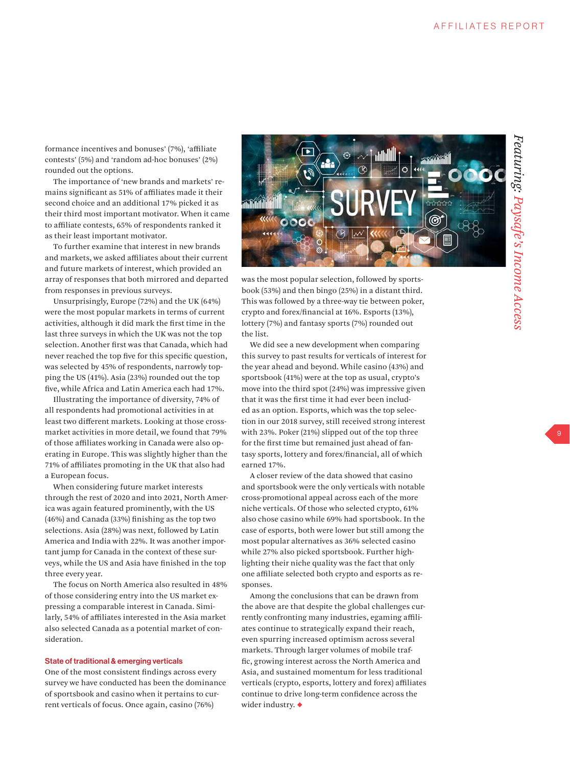formance incentives and bonuses' (7%), 'affiliate contests' (5%) and 'random ad-hoc bonuses' (2%) rounded out the options.

The importance of 'new brands and markets' remains significant as 51% of affiliates made it their second choice and an additional 17% picked it as their third most important motivator. When it came to affiliate contests, 65% of respondents ranked it as their least important motivator.

To further examine that interest in new brands and markets, we asked affiliates about their current and future markets of interest, which provided an array of responses that both mirrored and departed from responses in previous surveys.

Unsurprisingly, Europe (72%) and the UK (64%) were the most popular markets in terms of current activities, although it did mark the first time in the last three surveys in which the UK was not the top selection. Another first was that Canada, which had never reached the top five for this specific question, was selected by 45% of respondents, narrowly topping the US (41%). Asia (23%) rounded out the top five, while Africa and Latin America each had 17%.

Illustrating the importance of diversity, 74% of all respondents had promotional activities in at least two different markets. Looking at those cross-market activities in more detail, we found that 79% of those affiliates working in Canada were also operating in Europe. This was slightly higher than the 71% of affiliates promoting in the UK that also had a European focus.

When considering future market interests through the rest of 2020 and into 2021, North America was again featured prominently, with the US (46%) and Canada (33%) finishing as the top two selections. Asia (28%) was next, followed by Latin America and India with 22%. It was another important jump for Canada in the context of these surveys, while the US and Asia have finished in the top three every year.

The focus on North America also resulted in 48% of those considering entry into the US market expressing a comparable interest in Canada. Similarly, 54% of affiliates interested in the Asia market also selected Canada as a potential market of consideration.

### State of traditional & emerging verticals

One of the most consistent findings across every survey we have conducted has been the dominance of sportsbook and casino when it pertains to current verticals of focus. Once again, casino (76%) was the most popular selection, followed by sportsbook (53%) and then bingo (25%) in a distant third. This was followed by a three-way tie between poker, crypto and forex/financial at 16%. Esports (13%), lottery (7%) and fantasy sports (7%) rounded out the list.

We did see a new development when comparing this survey to past results for verticals of interest for the year ahead and beyond. While casino (43%) and sportsbook (41%) were at the top as usual, crypto's move into the third spot (24%) was impressive given that it was the first time it had ever been included as an option. Esports, which was the top selection in our 2018 survey, still received strong interest with 23%. Poker (21%) slipped out of the top three for the first time but remained just ahead of fantasy sports, lottery and forex/financial, all of which earned 17%.

A closer review of the data showed that casino and sportsbook were the only verticals with notable cross-promotional appeal across each of the more niche verticals. Of those who selected crypto, 61% also chose casino while 69% had sportsbook. In the case of esports, both were lower but still among the most popular alternatives as 36% selected casino while 27% also picked sportsbook. Further highlighting their niche quality was the fact that only one affiliate selected both crypto and esports as responses.

Among the conclusions that can be drawn from the above are that despite the global challenges currently confronting many industries, egaming affiliates continue to strategically expand their reach, even spurring increased optimism across several markets. Through larger volumes of mobile traffic, growing interest across the North America and Asia, and sustained momentum for less traditional verticals (crypto, esports, lottery and forex) affiliates continue to drive long-term confidence across the wider industry. ◆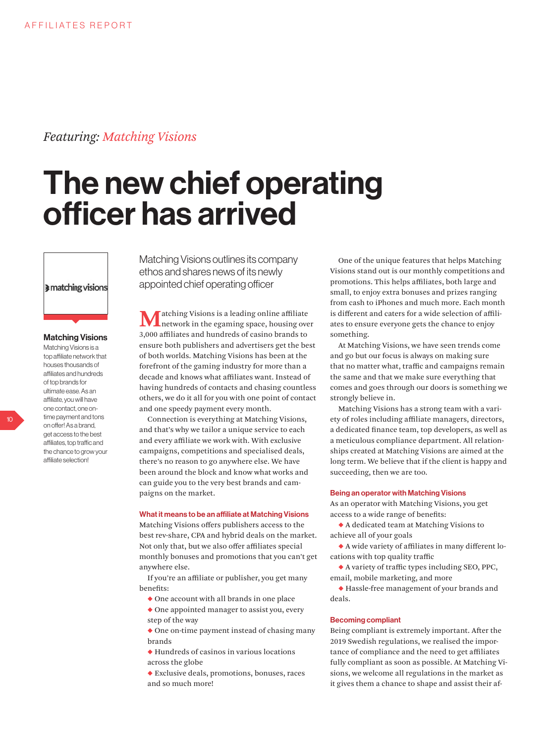*Featuring: Matching Visions*

# The new chief operating officer has arrived

**Matching Visions**

Matching Visions is a top affiliate network that houses thousands of affiliates and hundreds of top brands for ultimate ease. As an affiliate, you will have one contact, one on-time payment and tons on offer! As a brand, get access to the best affiliates, top traffic and the chance to grow your affiliate selection!

Matching Visions outlines its company ethos and shares news of its newly appointed chief operating officer

Matching Visions is a leading online affiliate network in the egaming space, housing over 3,000 affiliates and hundreds of casino brands to ensure both publishers and advertisers get the best of both worlds. Matching Visions has been at the forefront of the gaming industry for more than a decade and knows what affiliates want. Instead of having hundreds of contacts and chasing countless others, we do it all for you with one point of contact and one speedy payment every month.

Connection is everything at Matching Visions, and that's why we tailor a unique service to each and every affiliate we work with. With exclusive campaigns, competitions and specialised deals, there's no reason to go anywhere else. We have been around the block and know what works and can guide you to the very best brands and campaigns on the market.

### What it means to be an affiliate at Matching Visions

Matching Visions offers publishers access to the best rev-share, CPA and hybrid deals on the market. Not only that, but we also offer affiliates special monthly bonuses and promotions that you can't get anywhere else.

If you're an affiliate or publisher, you get many benefits:

- One account with all brands in one place
- One appointed manager to assist you, every step of the way
- One on-time payment instead of chasing many brands
- Hundreds of casinos in various locations across the globe
- Exclusive deals, promotions, bonuses, races and so much more!

One of the unique features that helps Matching Visions stand out is our monthly competitions and promotions. This helps affiliates, both large and small, to enjoy extra bonuses and prizes ranging from cash to iPhones and much more. Each month is different and caters for a wide selection of affiliates to ensure everyone gets the chance to enjoy something.

At Matching Visions, we have seen trends come and go but our focus is always on making sure that no matter what, traffic and campaigns remain the same and that we make sure everything that comes and goes through our doors is something we strongly believe in.

Matching Visions has a strong team with a variety of roles including affiliate managers, directors, a dedicated finance team, top developers, as well as a meticulous compliance department. All relationships created at Matching Visions are aimed at the long term. We believe that if the client is happy and succeeding, then we are too.

### Being an operator with Matching Visions

As an operator with Matching Visions, you get access to a wide range of benefits:

- A dedicated team at Matching Visions to achieve all of your goals
- A wide variety of affiliates in many different locations with top quality traffic
- A variety of traffic types including SEO, PPC, email, mobile marketing, and more
- Hassle-free management of your brands and deals.

### Becoming compliant

Being compliant is extremely important. After the 2019 Swedish regulations, we realised the importance of compliance and the need to get affiliates fully compliant as soon as possible. At Matching Visions, we welcome all regulations in the market as it gives them a chance to shape and assist their af-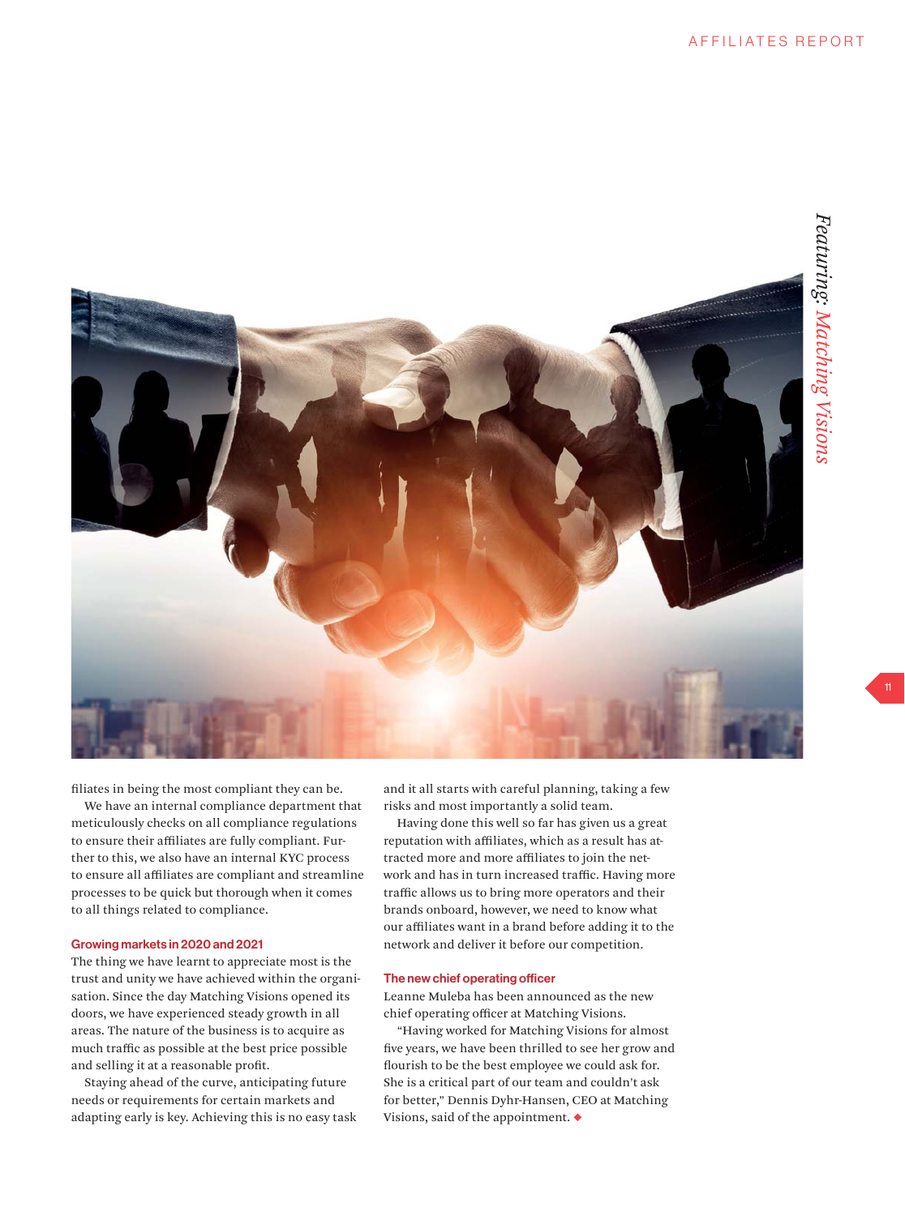filiates in being the most compliant they can be.

We have an internal compliance department that meticulously checks on all compliance regulations to ensure their affiliates are fully compliant. Further to this, we also have an internal KYC process to ensure all affiliates are compliant and streamline processes to be quick but thorough when it comes to all things related to compliance.

#### Growing markets in 2020 and 2021

The thing we have learnt to appreciate most is the trust and unity we have achieved within the organisation. Since the day Matching Visions opened its doors, we have experienced steady growth in all areas. The nature of the business is to acquire as much traffic as possible at the best price possible and selling it at a reasonable profit.

Staying ahead of the curve, anticipating future needs or requirements for certain markets and adapting early is key. Achieving this is no easy task and it all starts with careful planning, taking a few risks and most importantly a solid team.

Having done this well so far has given us a great reputation with affiliates, which as a result has attracted more and more affiliates to join the network and has in turn increased traffic. Having more traffic allows us to bring more operators and their brands onboard, however, we need to know what our affiliates want in a brand before adding it to the network and deliver it before our competition.

#### The new chief operating officer

Leanne Muleba has been announced as the new chief operating officer at Matching Visions.

"Having worked for Matching Visions for almost five years, we have been thrilled to see her grow and flourish to be the best employee we could ask for. She is a critical part of our team and couldn't ask for better," Dennis Dyhr-Hansen, CEO at Matching Visions, said of the appointment. ◆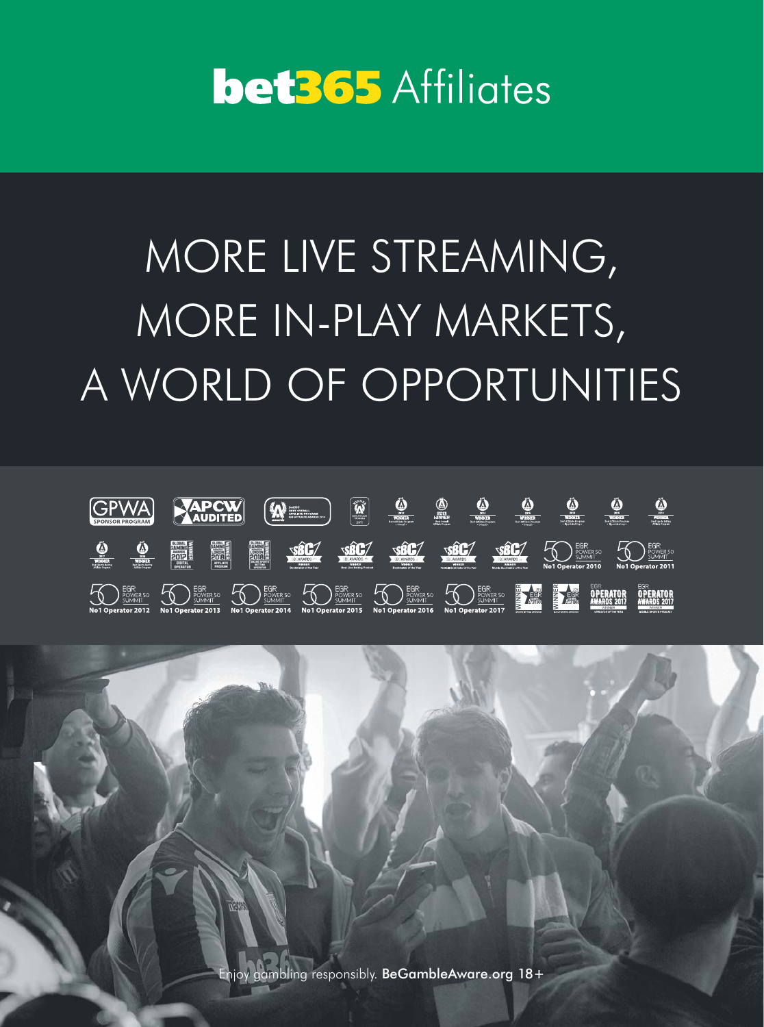# bet365 Affiliates

## MORE LIVE STREAMING, MORE IN-PLAY MARKETS, A WORLD OF OPPORTUNITIES

GPWA SPONSOR PROGRAM

APCW AUDITED

EGR POWER 50 SUMMIT No1 Operator 2010

EGR POWER 50 SUMMIT No1 Operator 2011

EGR POWER 50 SUMMIT No1 Operator 2012

EGR POWER 50 SUMMIT No1 Operator 2013

EGR POWER 50 SUMMIT No1 Operator 2014

EGR POWER 50 SUMMIT No1 Operator 2015

EGR POWER 50 SUMMIT No1 Operator 2016

EGR POWER 50 SUMMIT No1 Operator 2017

EGR OPERATOR AWARDS 2017

EGR OPERATOR AWARDS 2017

Enjoy gambling responsibly. **BeGambleAware.org 18+**